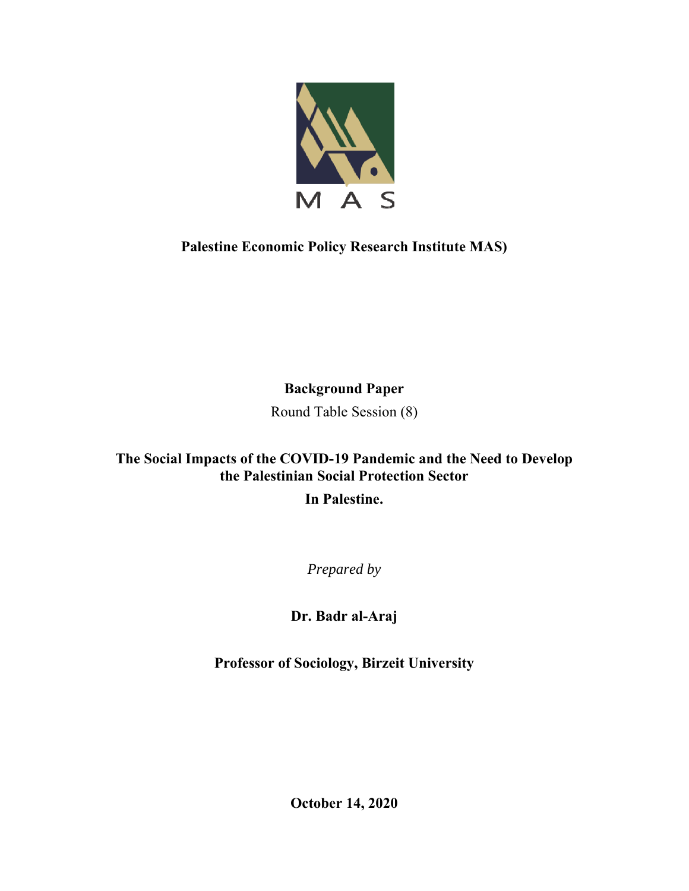M A S

**Palestine Economic Policy Research Institute MAS)**

**Background Paper**

Round Table Session (8)

# The Social Impacts of the COVID-19 Pandemic and the Need to Develop the Palestinian Social Protection Sector In Palestine.

*Prepared by*

**Dr. Badr al-Araj**

**Professor of Sociology, Birzeit University**

**October 14, 2020**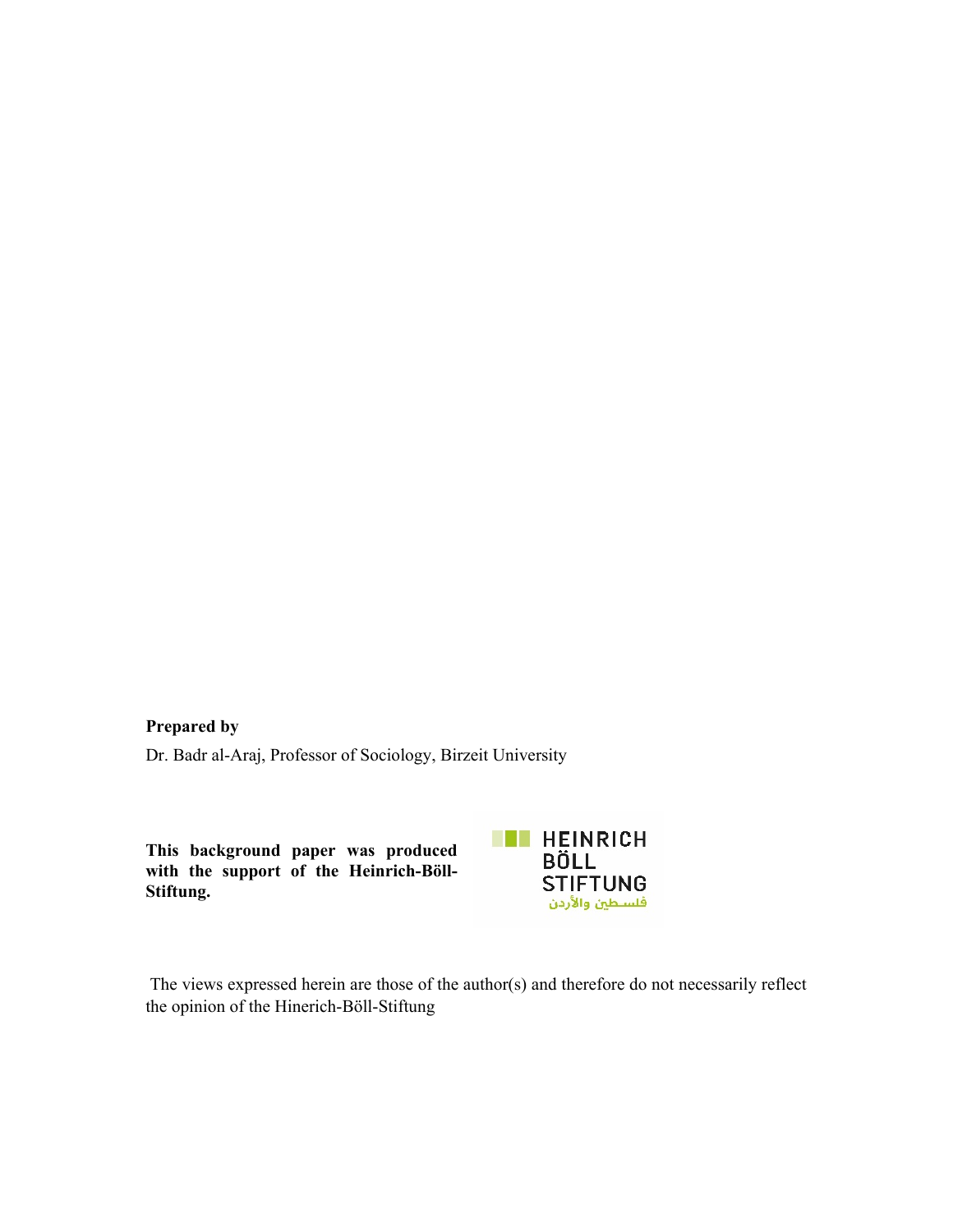**Prepared by**

Dr. Badr al-Araj, Professor of Sociology, Birzeit University

**This background paper was produced with the support of the Heinrich-Böll-Stiftung.**

HEINRICH BÖLL STIFTUNG

فلسطين والأردن

The views expressed herein are those of the author(s) and therefore do not necessarily reflect the opinion of the Hinerich-Böll-Stiftung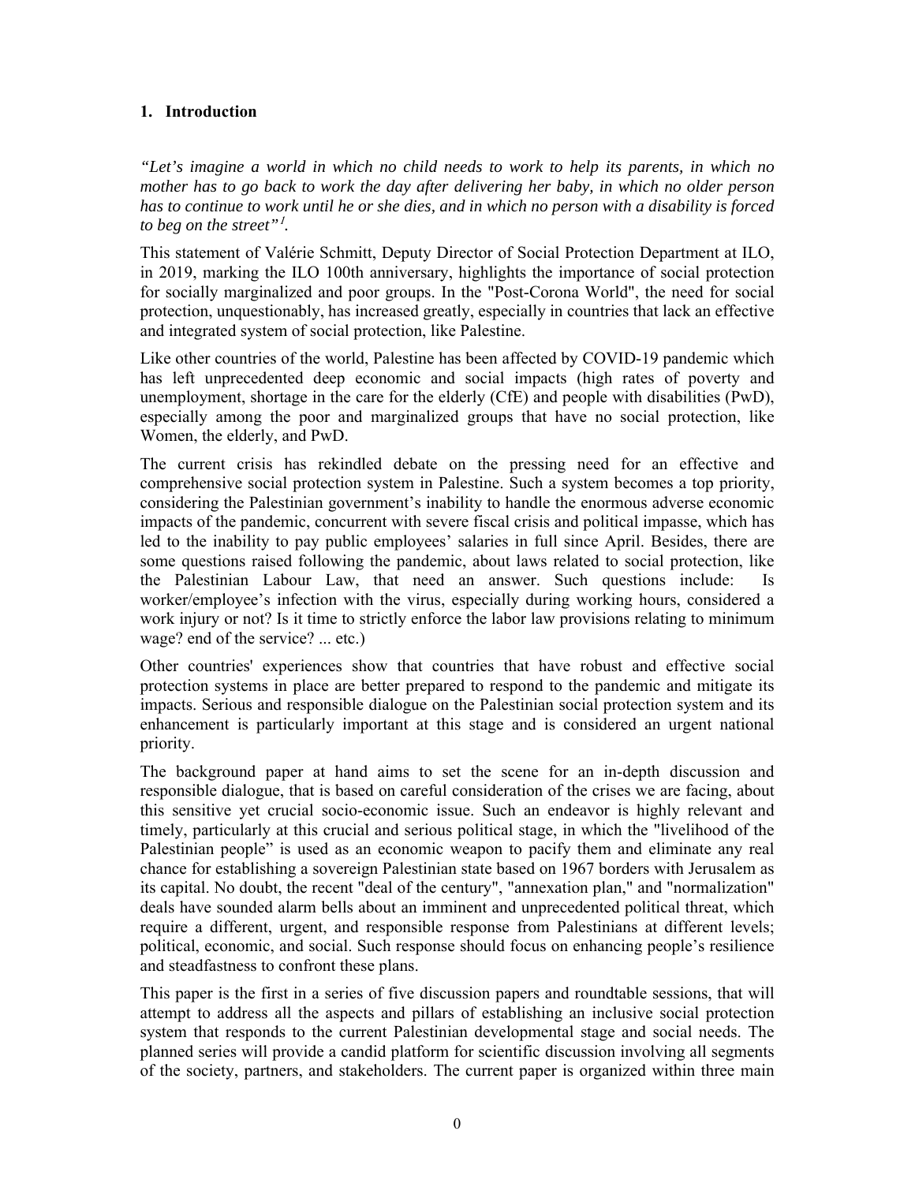## 1. Introduction

*"Let's imagine a world in which no child needs to work to help its parents, in which no mother has to go back to work the day after delivering her baby, in which no older person has to continue to work until he or she dies, and in which no person with a disability is forced to beg on the street"[1].*

This statement of Valérie Schmitt, Deputy Director of Social Protection Department at ILO, in 2019, marking the ILO 100th anniversary, highlights the importance of social protection for socially marginalized and poor groups. In the "Post-Corona World", the need for social protection, unquestionably, has increased greatly, especially in countries that lack an effective and integrated system of social protection, like Palestine.

Like other countries of the world, Palestine has been affected by COVID-19 pandemic which has left unprecedented deep economic and social impacts (high rates of poverty and unemployment, shortage in the care for the elderly (CfE) and people with disabilities (PwD), especially among the poor and marginalized groups that have no social protection, like Women, the elderly, and PwD.

The current crisis has rekindled debate on the pressing need for an effective and comprehensive social protection system in Palestine. Such a system becomes a top priority, considering the Palestinian government's inability to handle the enormous adverse economic impacts of the pandemic, concurrent with severe fiscal crisis and political impasse, which has led to the inability to pay public employees' salaries in full since April. Besides, there are some questions raised following the pandemic, about laws related to social protection, like the Palestinian Labour Law, that need an answer. Such questions include: Is worker/employee's infection with the virus, especially during working hours, considered a work injury or not? Is it time to strictly enforce the labor law provisions relating to minimum wage? end of the service? ... etc.)

Other countries' experiences show that countries that have robust and effective social protection systems in place are better prepared to respond to the pandemic and mitigate its impacts. Serious and responsible dialogue on the Palestinian social protection system and its enhancement is particularly important at this stage and is considered an urgent national priority.

The background paper at hand aims to set the scene for an in-depth discussion and responsible dialogue, that is based on careful consideration of the crises we are facing, about this sensitive yet crucial socio-economic issue. Such an endeavor is highly relevant and timely, particularly at this crucial and serious political stage, in which the "livelihood of the Palestinian people" is used as an economic weapon to pacify them and eliminate any real chance for establishing a sovereign Palestinian state based on 1967 borders with Jerusalem as its capital. No doubt, the recent "deal of the century", "annexation plan," and "normalization" deals have sounded alarm bells about an imminent and unprecedented political threat, which require a different, urgent, and responsible response from Palestinians at different levels; political, economic, and social. Such response should focus on enhancing people's resilience and steadfastness to confront these plans.

This paper is the first in a series of five discussion papers and roundtable sessions, that will attempt to address all the aspects and pillars of establishing an inclusive social protection system that responds to the current Palestinian developmental stage and social needs. The planned series will provide a candid platform for scientific discussion involving all segments of the society, partners, and stakeholders. The current paper is organized within three main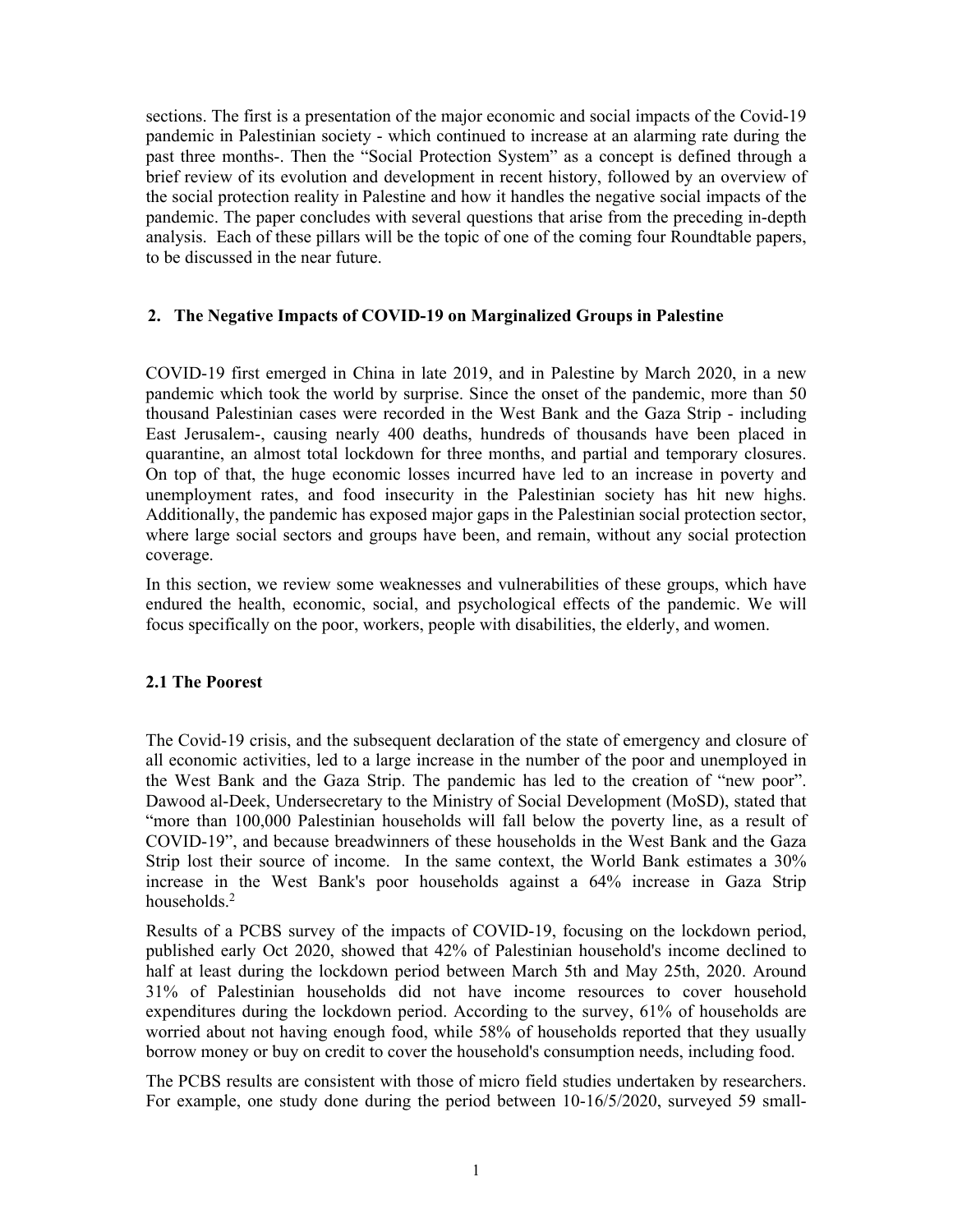sections. The first is a presentation of the major economic and social impacts of the Covid-19 pandemic in Palestinian society - which continued to increase at an alarming rate during the past three months-. Then the "Social Protection System" as a concept is defined through a brief review of its evolution and development in recent history, followed by an overview of the social protection reality in Palestine and how it handles the negative social impacts of the pandemic. The paper concludes with several questions that arise from the preceding in-depth analysis. Each of these pillars will be the topic of one of the coming four Roundtable papers, to be discussed in the near future.

## 2. The Negative Impacts of COVID-19 on Marginalized Groups in Palestine

COVID-19 first emerged in China in late 2019, and in Palestine by March 2020, in a new pandemic which took the world by surprise. Since the onset of the pandemic, more than 50 thousand Palestinian cases were recorded in the West Bank and the Gaza Strip - including East Jerusalem-, causing nearly 400 deaths, hundreds of thousands have been placed in quarantine, an almost total lockdown for three months, and partial and temporary closures. On top of that, the huge economic losses incurred have led to an increase in poverty and unemployment rates, and food insecurity in the Palestinian society has hit new highs. Additionally, the pandemic has exposed major gaps in the Palestinian social protection sector, where large social sectors and groups have been, and remain, without any social protection coverage.

In this section, we review some weaknesses and vulnerabilities of these groups, which have endured the health, economic, social, and psychological effects of the pandemic. We will focus specifically on the poor, workers, people with disabilities, the elderly, and women.

### 2.1 The Poorest

The Covid-19 crisis, and the subsequent declaration of the state of emergency and closure of all economic activities, led to a large increase in the number of the poor and unemployed in the West Bank and the Gaza Strip. The pandemic has led to the creation of "new poor". Dawood al-Deek, Undersecretary to the Ministry of Social Development (MoSD), stated that "more than 100,000 Palestinian households will fall below the poverty line, as a result of COVID-19", and because breadwinners of these households in the West Bank and the Gaza Strip lost their source of income. In the same context, the World Bank estimates a 30% increase in the West Bank's poor households against a 64% increase in Gaza Strip households.[2]

Results of a PCBS survey of the impacts of COVID-19, focusing on the lockdown period, published early Oct 2020, showed that 42% of Palestinian household's income declined to half at least during the lockdown period between March 5th and May 25th, 2020. Around 31% of Palestinian households did not have income resources to cover household expenditures during the lockdown period. According to the survey, 61% of households are worried about not having enough food, while 58% of households reported that they usually borrow money or buy on credit to cover the household's consumption needs, including food.

The PCBS results are consistent with those of micro field studies undertaken by researchers. For example, one study done during the period between 10-16/5/2020, surveyed 59 small-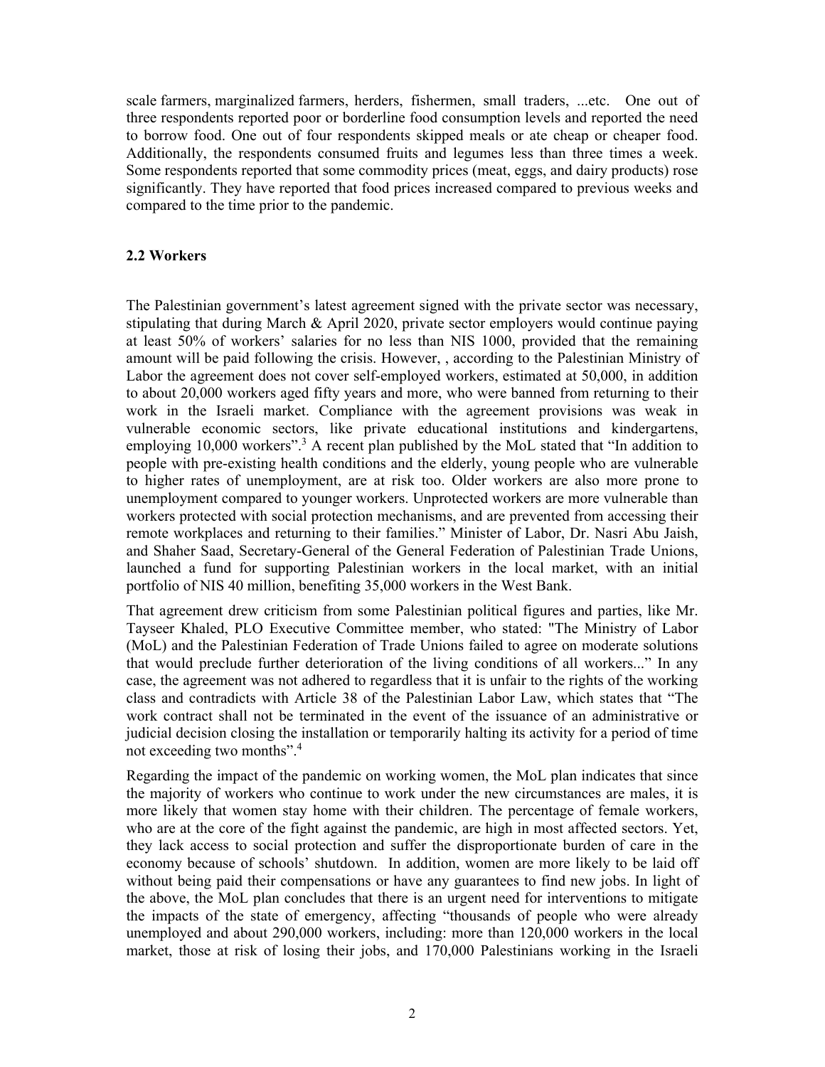scale farmers, marginalized farmers, herders, fishermen, small traders, ...etc. One out of three respondents reported poor or borderline food consumption levels and reported the need to borrow food. One out of four respondents skipped meals or ate cheap or cheaper food. Additionally, the respondents consumed fruits and legumes less than three times a week. Some respondents reported that some commodity prices (meat, eggs, and dairy products) rose significantly. They have reported that food prices increased compared to previous weeks and compared to the time prior to the pandemic.

### 2.2 Workers

The Palestinian government's latest agreement signed with the private sector was necessary, stipulating that during March & April 2020, private sector employers would continue paying at least 50% of workers' salaries for no less than NIS 1000, provided that the remaining amount will be paid following the crisis. However, , according to the Palestinian Ministry of Labor the agreement does not cover self-employed workers, estimated at 50,000, in addition to about 20,000 workers aged fifty years and more, who were banned from returning to their work in the Israeli market. Compliance with the agreement provisions was weak in vulnerable economic sectors, like private educational institutions and kindergartens, employing 10,000 workers".[3] A recent plan published by the MoL stated that "In addition to people with pre-existing health conditions and the elderly, young people who are vulnerable to higher rates of unemployment, are at risk too. Older workers are also more prone to unemployment compared to younger workers. Unprotected workers are more vulnerable than workers protected with social protection mechanisms, and are prevented from accessing their remote workplaces and returning to their families." Minister of Labor, Dr. Nasri Abu Jaish, and Shaher Saad, Secretary-General of the General Federation of Palestinian Trade Unions, launched a fund for supporting Palestinian workers in the local market, with an initial portfolio of NIS 40 million, benefiting 35,000 workers in the West Bank.

That agreement drew criticism from some Palestinian political figures and parties, like Mr. Tayseer Khaled, PLO Executive Committee member, who stated: "The Ministry of Labor (MoL) and the Palestinian Federation of Trade Unions failed to agree on moderate solutions that would preclude further deterioration of the living conditions of all workers..." In any case, the agreement was not adhered to regardless that it is unfair to the rights of the working class and contradicts with Article 38 of the Palestinian Labor Law, which states that "The work contract shall not be terminated in the event of the issuance of an administrative or judicial decision closing the installation or temporarily halting its activity for a period of time not exceeding two months".[4]

Regarding the impact of the pandemic on working women, the MoL plan indicates that since the majority of workers who continue to work under the new circumstances are males, it is more likely that women stay home with their children. The percentage of female workers, who are at the core of the fight against the pandemic, are high in most affected sectors. Yet, they lack access to social protection and suffer the disproportionate burden of care in the economy because of schools' shutdown. In addition, women are more likely to be laid off without being paid their compensations or have any guarantees to find new jobs. In light of the above, the MoL plan concludes that there is an urgent need for interventions to mitigate the impacts of the state of emergency, affecting "thousands of people who were already unemployed and about 290,000 workers, including: more than 120,000 workers in the local market, those at risk of losing their jobs, and 170,000 Palestinians working in the Israeli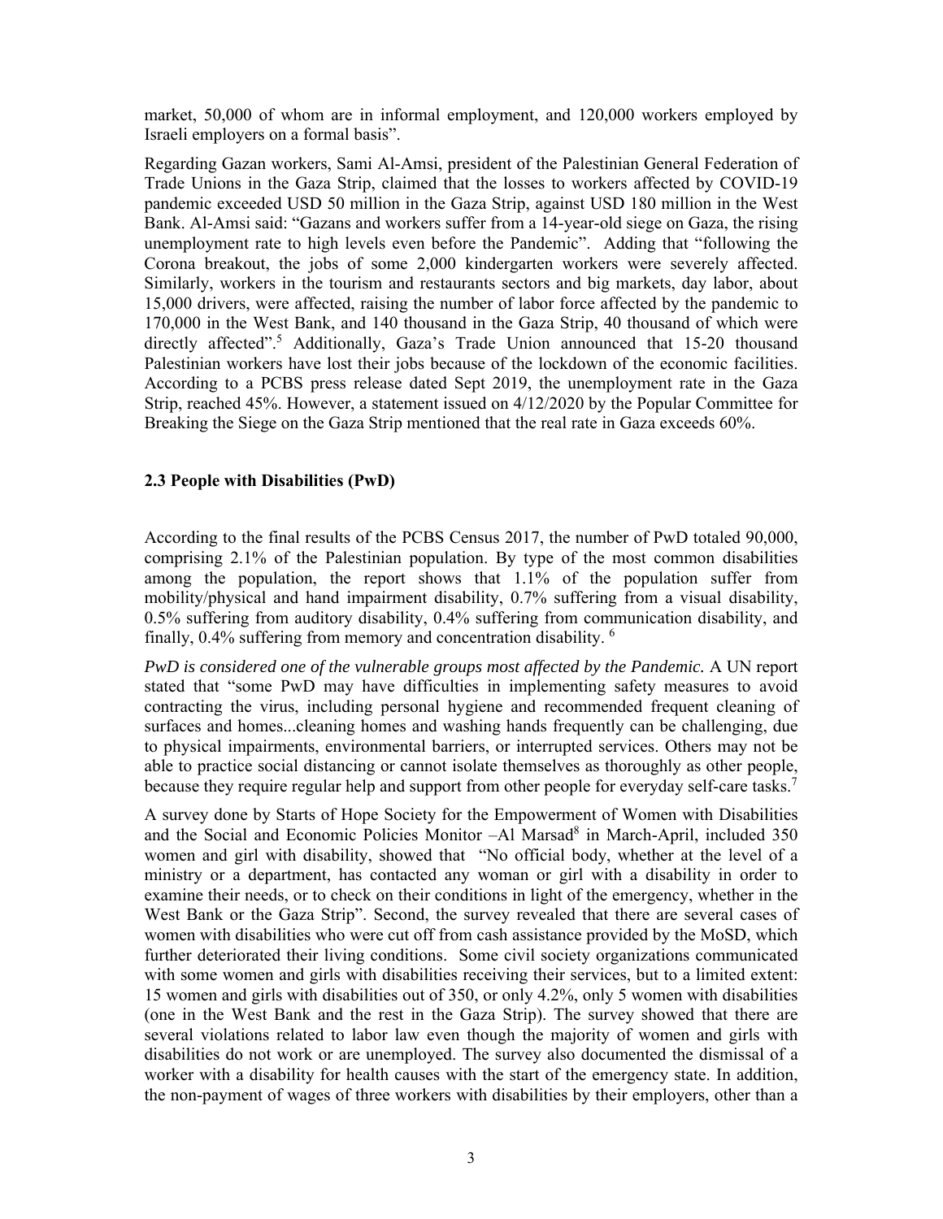market, 50,000 of whom are in informal employment, and 120,000 workers employed by Israeli employers on a formal basis".

Regarding Gazan workers, Sami Al-Amsi, president of the Palestinian General Federation of Trade Unions in the Gaza Strip, claimed that the losses to workers affected by COVID-19 pandemic exceeded USD 50 million in the Gaza Strip, against USD 180 million in the West Bank. Al-Amsi said: "Gazans and workers suffer from a 14-year-old siege on Gaza, the rising unemployment rate to high levels even before the Pandemic". Adding that "following the Corona breakout, the jobs of some 2,000 kindergarten workers were severely affected. Similarly, workers in the tourism and restaurants sectors and big markets, day labor, about 15,000 drivers, were affected, raising the number of labor force affected by the pandemic to 170,000 in the West Bank, and 140 thousand in the Gaza Strip, 40 thousand of which were directly affected".[5] Additionally, Gaza's Trade Union announced that 15-20 thousand Palestinian workers have lost their jobs because of the lockdown of the economic facilities. According to a PCBS press release dated Sept 2019, the unemployment rate in the Gaza Strip, reached 45%. However, a statement issued on 4/12/2020 by the Popular Committee for Breaking the Siege on the Gaza Strip mentioned that the real rate in Gaza exceeds 60%.

### 2.3 People with Disabilities (PwD)

According to the final results of the PCBS Census 2017, the number of PwD totaled 90,000, comprising 2.1% of the Palestinian population. By type of the most common disabilities among the population, the report shows that 1.1% of the population suffer from mobility/physical and hand impairment disability, 0.7% suffering from a visual disability, 0.5% suffering from auditory disability, 0.4% suffering from communication disability, and finally, 0.4% suffering from memory and concentration disability. [6]

*PwD is considered one of the vulnerable groups most affected by the Pandemic.* A UN report stated that "some PwD may have difficulties in implementing safety measures to avoid contracting the virus, including personal hygiene and recommended frequent cleaning of surfaces and homes...cleaning homes and washing hands frequently can be challenging, due to physical impairments, environmental barriers, or interrupted services. Others may not be able to practice social distancing or cannot isolate themselves as thoroughly as other people, because they require regular help and support from other people for everyday self-care tasks.[7]

A survey done by Starts of Hope Society for the Empowerment of Women with Disabilities and the Social and Economic Policies Monitor –Al Marsad[8] in March-April, included 350 women and girl with disability, showed that "No official body, whether at the level of a ministry or a department, has contacted any woman or girl with a disability in order to examine their needs, or to check on their conditions in light of the emergency, whether in the West Bank or the Gaza Strip". Second, the survey revealed that there are several cases of women with disabilities who were cut off from cash assistance provided by the MoSD, which further deteriorated their living conditions. Some civil society organizations communicated with some women and girls with disabilities receiving their services, but to a limited extent: 15 women and girls with disabilities out of 350, or only 4.2%, only 5 women with disabilities (one in the West Bank and the rest in the Gaza Strip). The survey showed that there are several violations related to labor law even though the majority of women and girls with disabilities do not work or are unemployed. The survey also documented the dismissal of a worker with a disability for health causes with the start of the emergency state. In addition, the non-payment of wages of three workers with disabilities by their employers, other than a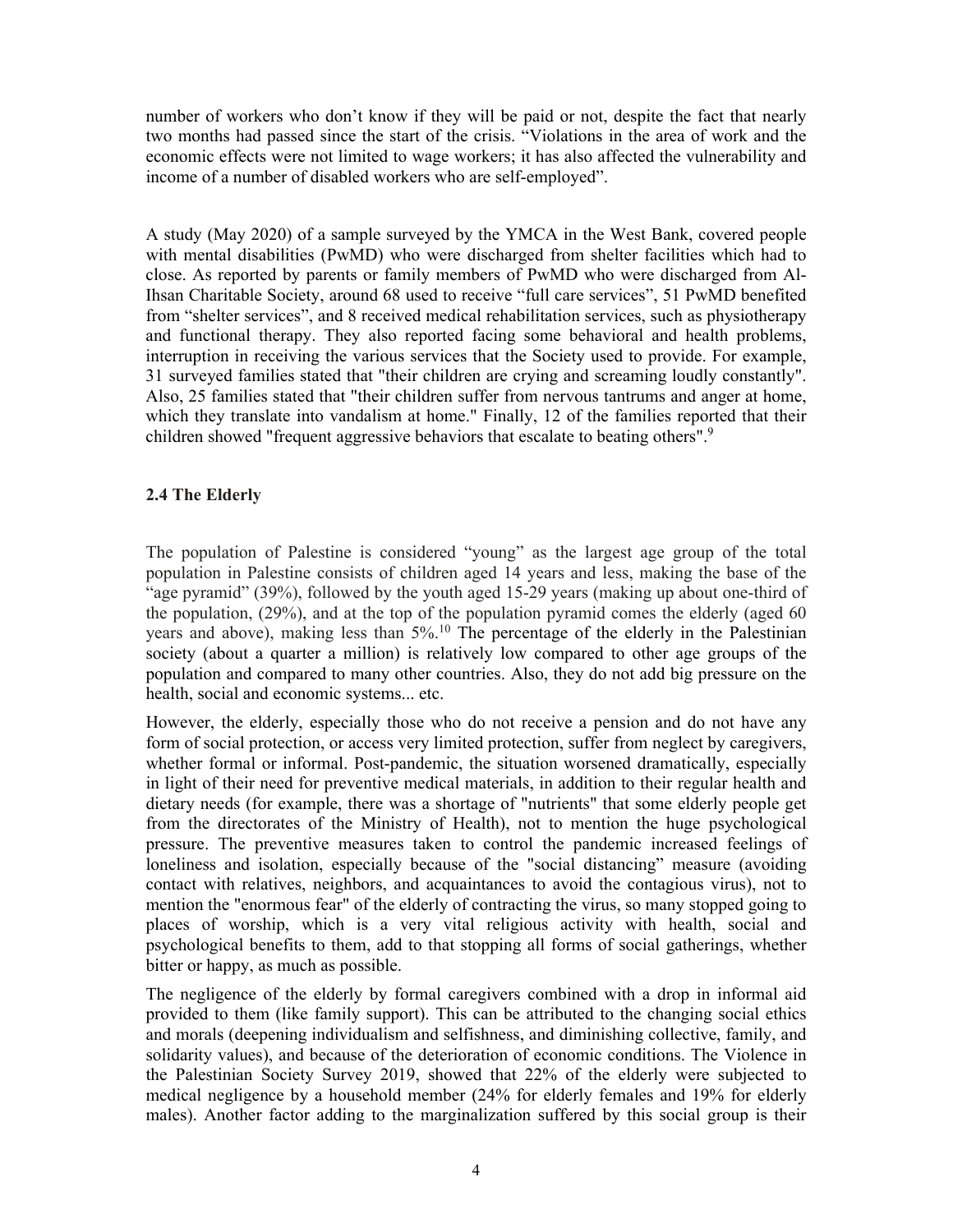number of workers who don't know if they will be paid or not, despite the fact that nearly two months had passed since the start of the crisis. "Violations in the area of work and the economic effects were not limited to wage workers; it has also affected the vulnerability and income of a number of disabled workers who are self-employed".

A study (May 2020) of a sample surveyed by the YMCA in the West Bank, covered people with mental disabilities (PwMD) who were discharged from shelter facilities which had to close. As reported by parents or family members of PwMD who were discharged from Al-Ihsan Charitable Society, around 68 used to receive "full care services", 51 PwMD benefited from "shelter services", and 8 received medical rehabilitation services, such as physiotherapy and functional therapy. They also reported facing some behavioral and health problems, interruption in receiving the various services that the Society used to provide. For example, 31 surveyed families stated that "their children are crying and screaming loudly constantly". Also, 25 families stated that "their children suffer from nervous tantrums and anger at home, which they translate into vandalism at home." Finally, 12 of the families reported that their children showed "frequent aggressive behaviors that escalate to beating others".[9]

### 2.4 The Elderly

The population of Palestine is considered "young" as the largest age group of the total population in Palestine consists of children aged 14 years and less, making the base of the "age pyramid" (39%), followed by the youth aged 15-29 years (making up about one-third of the population, (29%), and at the top of the population pyramid comes the elderly (aged 60 years and above), making less than 5%.[10] The percentage of the elderly in the Palestinian society (about a quarter a million) is relatively low compared to other age groups of the population and compared to many other countries. Also, they do not add big pressure on the health, social and economic systems... etc.

However, the elderly, especially those who do not receive a pension and do not have any form of social protection, or access very limited protection, suffer from neglect by caregivers, whether formal or informal. Post-pandemic, the situation worsened dramatically, especially in light of their need for preventive medical materials, in addition to their regular health and dietary needs (for example, there was a shortage of "nutrients" that some elderly people get from the directorates of the Ministry of Health), not to mention the huge psychological pressure. The preventive measures taken to control the pandemic increased feelings of loneliness and isolation, especially because of the "social distancing" measure (avoiding contact with relatives, neighbors, and acquaintances to avoid the contagious virus), not to mention the "enormous fear" of the elderly of contracting the virus, so many stopped going to places of worship, which is a very vital religious activity with health, social and psychological benefits to them, add to that stopping all forms of social gatherings, whether bitter or happy, as much as possible.

The negligence of the elderly by formal caregivers combined with a drop in informal aid provided to them (like family support). This can be attributed to the changing social ethics and morals (deepening individualism and selfishness, and diminishing collective, family, and solidarity values), and because of the deterioration of economic conditions. The Violence in the Palestinian Society Survey 2019, showed that 22% of the elderly were subjected to medical negligence by a household member (24% for elderly females and 19% for elderly males). Another factor adding to the marginalization suffered by this social group is their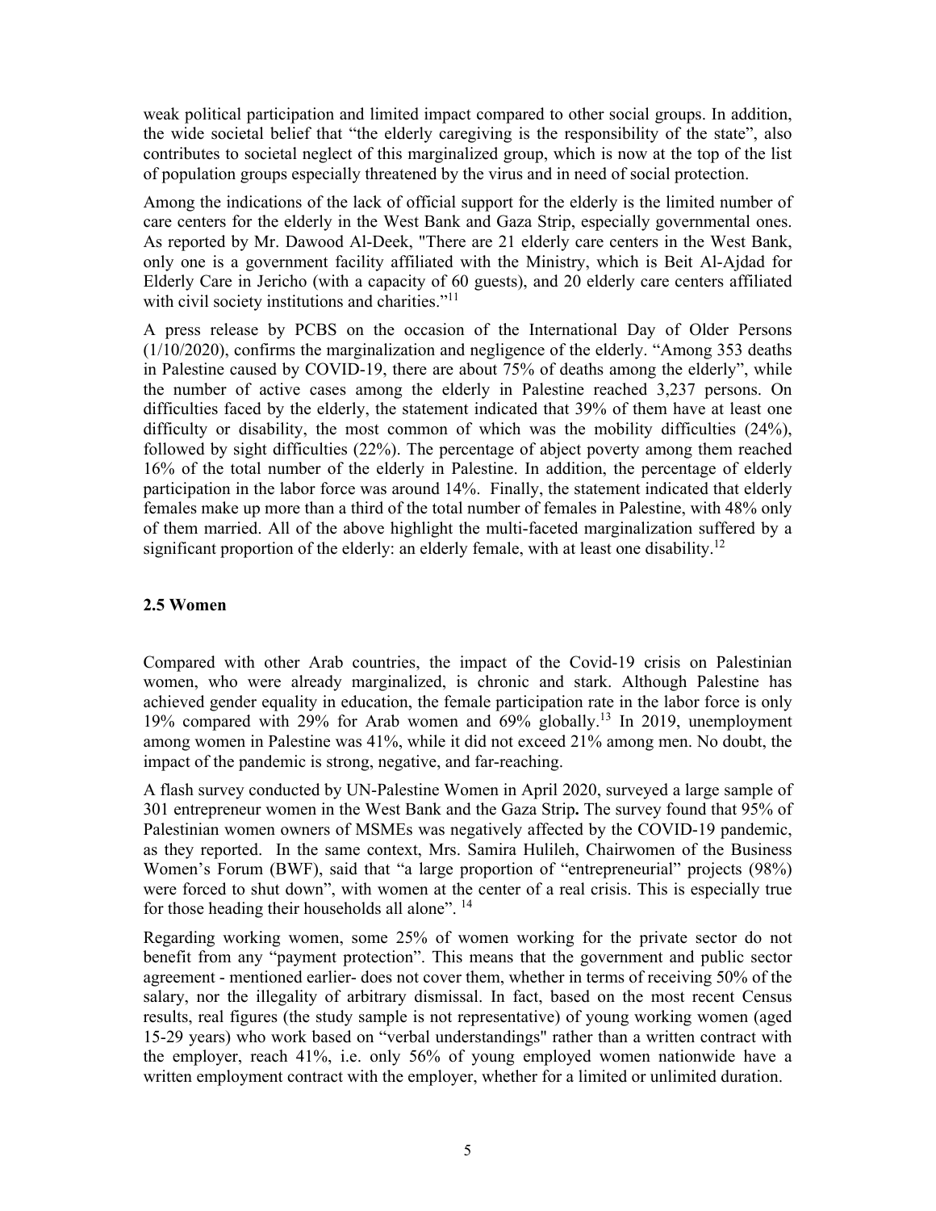weak political participation and limited impact compared to other social groups. In addition, the wide societal belief that "the elderly caregiving is the responsibility of the state", also contributes to societal neglect of this marginalized group, which is now at the top of the list of population groups especially threatened by the virus and in need of social protection.

Among the indications of the lack of official support for the elderly is the limited number of care centers for the elderly in the West Bank and Gaza Strip, especially governmental ones. As reported by Mr. Dawood Al-Deek, "There are 21 elderly care centers in the West Bank, only one is a government facility affiliated with the Ministry, which is Beit Al-Ajdad for Elderly Care in Jericho (with a capacity of 60 guests), and 20 elderly care centers affiliated with civil society institutions and charities."[11]

A press release by PCBS on the occasion of the International Day of Older Persons (1/10/2020), confirms the marginalization and negligence of the elderly. "Among 353 deaths in Palestine caused by COVID-19, there are about 75% of deaths among the elderly", while the number of active cases among the elderly in Palestine reached 3,237 persons. On difficulties faced by the elderly, the statement indicated that 39% of them have at least one difficulty or disability, the most common of which was the mobility difficulties (24%), followed by sight difficulties (22%). The percentage of abject poverty among them reached 16% of the total number of the elderly in Palestine. In addition, the percentage of elderly participation in the labor force was around 14%. Finally, the statement indicated that elderly females make up more than a third of the total number of females in Palestine, with 48% only of them married. All of the above highlight the multi-faceted marginalization suffered by a significant proportion of the elderly: an elderly female, with at least one disability.[12]

### 2.5 Women

Compared with other Arab countries, the impact of the Covid-19 crisis on Palestinian women, who were already marginalized, is chronic and stark. Although Palestine has achieved gender equality in education, the female participation rate in the labor force is only 19% compared with 29% for Arab women and 69% globally.[13] In 2019, unemployment among women in Palestine was 41%, while it did not exceed 21% among men. No doubt, the impact of the pandemic is strong, negative, and far-reaching.

A flash survey conducted by UN-Palestine Women in April 2020, surveyed a large sample of 301 entrepreneur women in the West Bank and the Gaza Strip**.** The survey found that 95% of Palestinian women owners of MSMEs was negatively affected by the COVID-19 pandemic, as they reported. In the same context, Mrs. Samira Hulileh, Chairwomen of the Business Women's Forum (BWF), said that "a large proportion of "entrepreneurial" projects (98%) were forced to shut down", with women at the center of a real crisis. This is especially true for those heading their households all alone".[14]

Regarding working women, some 25% of women working for the private sector do not benefit from any "payment protection". This means that the government and public sector agreement - mentioned earlier- does not cover them, whether in terms of receiving 50% of the salary, nor the illegality of arbitrary dismissal. In fact, based on the most recent Census results, real figures (the study sample is not representative) of young working women (aged 15-29 years) who work based on "verbal understandings" rather than a written contract with the employer, reach 41%, i.e. only 56% of young employed women nationwide have a written employment contract with the employer, whether for a limited or unlimited duration.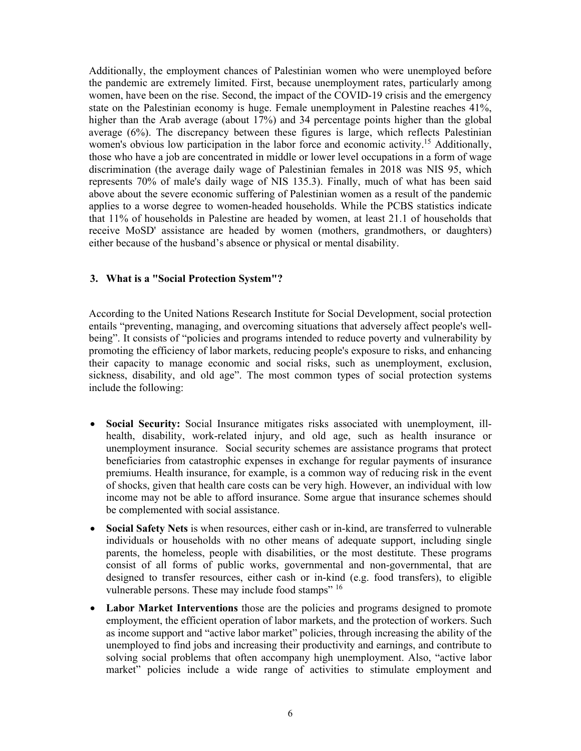Additionally, the employment chances of Palestinian women who were unemployed before the pandemic are extremely limited. First, because unemployment rates, particularly among women, have been on the rise. Second, the impact of the COVID-19 crisis and the emergency state on the Palestinian economy is huge. Female unemployment in Palestine reaches 41%, higher than the Arab average (about 17%) and 34 percentage points higher than the global average (6%). The discrepancy between these figures is large, which reflects Palestinian women's obvious low participation in the labor force and economic activity.[15] Additionally, those who have a job are concentrated in middle or lower level occupations in a form of wage discrimination (the average daily wage of Palestinian females in 2018 was NIS 95, which represents 70% of male's daily wage of NIS 135.3). Finally, much of what has been said above about the severe economic suffering of Palestinian women as a result of the pandemic applies to a worse degree to women-headed households. While the PCBS statistics indicate that 11% of households in Palestine are headed by women, at least 21.1 of households that receive MoSD' assistance are headed by women (mothers, grandmothers, or daughters) either because of the husband's absence or physical or mental disability.

### 3. What is a "Social Protection System"?

According to the United Nations Research Institute for Social Development, social protection entails "preventing, managing, and overcoming situations that adversely affect people's well-being". It consists of "policies and programs intended to reduce poverty and vulnerability by promoting the efficiency of labor markets, reducing people's exposure to risks, and enhancing their capacity to manage economic and social risks, such as unemployment, exclusion, sickness, disability, and old age". The most common types of social protection systems include the following:

- **Social Security:** Social Insurance mitigates risks associated with unemployment, ill-health, disability, work-related injury, and old age, such as health insurance or unemployment insurance. Social security schemes are assistance programs that protect beneficiaries from catastrophic expenses in exchange for regular payments of insurance premiums. Health insurance, for example, is a common way of reducing risk in the event of shocks, given that health care costs can be very high. However, an individual with low income may not be able to afford insurance. Some argue that insurance schemes should be complemented with social assistance.
- **Social Safety Nets** is when resources, either cash or in-kind, are transferred to vulnerable individuals or households with no other means of adequate support, including single parents, the homeless, people with disabilities, or the most destitute. These programs consist of all forms of public works, governmental and non-governmental, that are designed to transfer resources, either cash or in-kind (e.g. food transfers), to eligible vulnerable persons. These may include food stamps"[16]
- **Labor Market Interventions** those are the policies and programs designed to promote employment, the efficient operation of labor markets, and the protection of workers. Such as income support and "active labor market" policies, through increasing the ability of the unemployed to find jobs and increasing their productivity and earnings, and contribute to solving social problems that often accompany high unemployment. Also, "active labor market" policies include a wide range of activities to stimulate employment and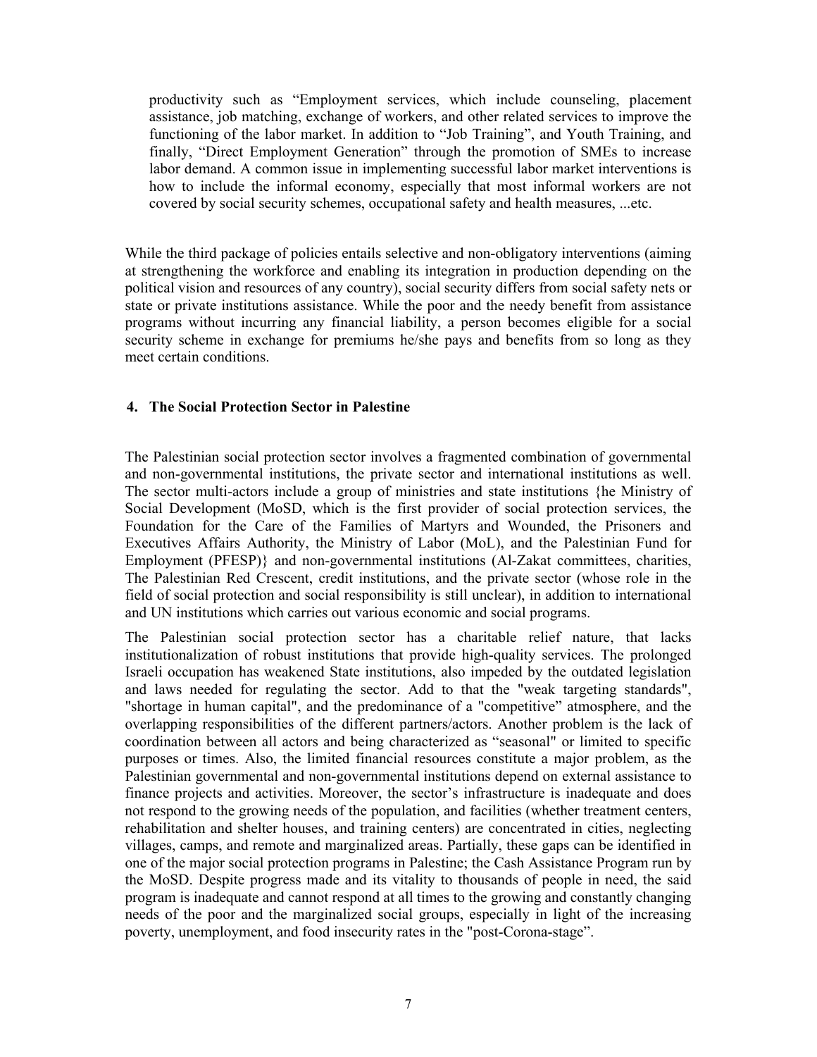productivity such as "Employment services, which include counseling, placement assistance, job matching, exchange of workers, and other related services to improve the functioning of the labor market. In addition to "Job Training", and Youth Training, and finally, "Direct Employment Generation" through the promotion of SMEs to increase labor demand. A common issue in implementing successful labor market interventions is how to include the informal economy, especially that most informal workers are not covered by social security schemes, occupational safety and health measures, ...etc.

While the third package of policies entails selective and non-obligatory interventions (aiming at strengthening the workforce and enabling its integration in production depending on the political vision and resources of any country), social security differs from social safety nets or state or private institutions assistance. While the poor and the needy benefit from assistance programs without incurring any financial liability, a person becomes eligible for a social security scheme in exchange for premiums he/she pays and benefits from so long as they meet certain conditions.

## 4. The Social Protection Sector in Palestine

The Palestinian social protection sector involves a fragmented combination of governmental and non-governmental institutions, the private sector and international institutions as well. The sector multi-actors include a group of ministries and state institutions {he Ministry of Social Development (MoSD, which is the first provider of social protection services, the Foundation for the Care of the Families of Martyrs and Wounded, the Prisoners and Executives Affairs Authority, the Ministry of Labor (MoL), and the Palestinian Fund for Employment (PFESP)} and non-governmental institutions (Al-Zakat committees, charities, The Palestinian Red Crescent, credit institutions, and the private sector (whose role in the field of social protection and social responsibility is still unclear), in addition to international and UN institutions which carries out various economic and social programs.

The Palestinian social protection sector has a charitable relief nature, that lacks institutionalization of robust institutions that provide high-quality services. The prolonged Israeli occupation has weakened State institutions, also impeded by the outdated legislation and laws needed for regulating the sector. Add to that the "weak targeting standards", "shortage in human capital", and the predominance of a "competitive" atmosphere, and the overlapping responsibilities of the different partners/actors. Another problem is the lack of coordination between all actors and being characterized as "seasonal" or limited to specific purposes or times. Also, the limited financial resources constitute a major problem, as the Palestinian governmental and non-governmental institutions depend on external assistance to finance projects and activities. Moreover, the sector's infrastructure is inadequate and does not respond to the growing needs of the population, and facilities (whether treatment centers, rehabilitation and shelter houses, and training centers) are concentrated in cities, neglecting villages, camps, and remote and marginalized areas. Partially, these gaps can be identified in one of the major social protection programs in Palestine; the Cash Assistance Program run by the MoSD. Despite progress made and its vitality to thousands of people in need, the said program is inadequate and cannot respond at all times to the growing and constantly changing needs of the poor and the marginalized social groups, especially in light of the increasing poverty, unemployment, and food insecurity rates in the "post-Corona-stage".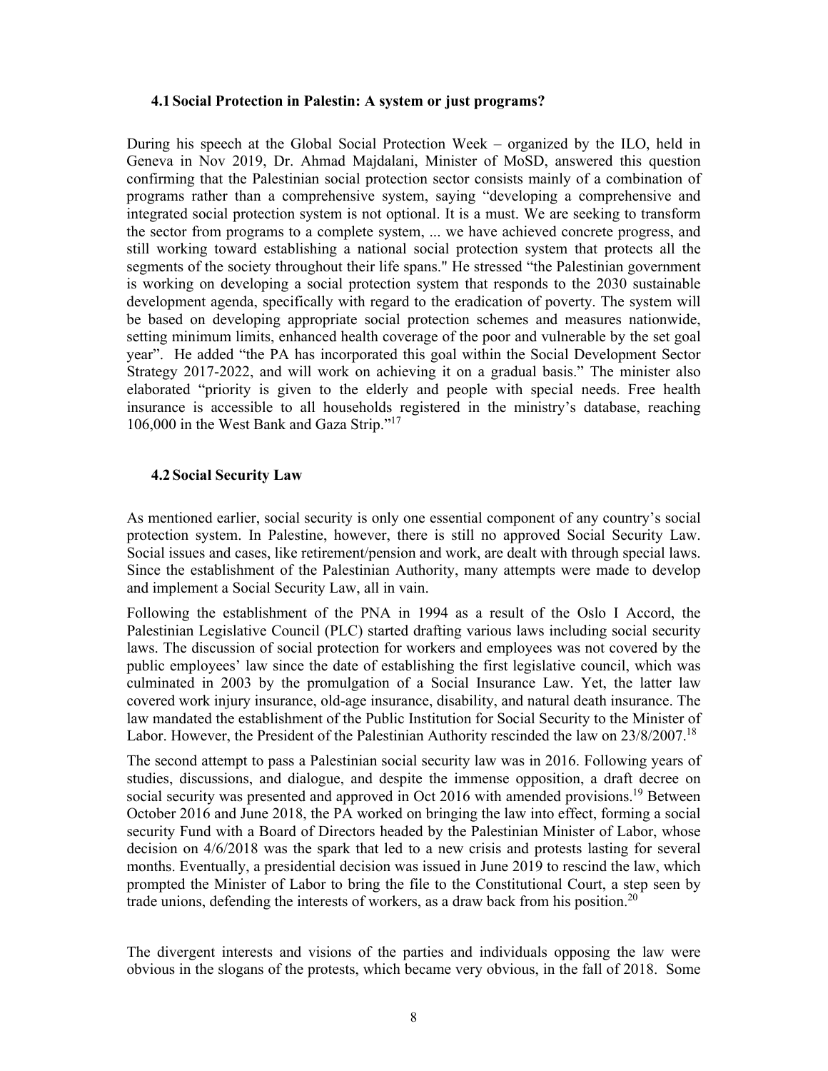### 4.1 Social Protection in Palestin: A system or just programs?

During his speech at the Global Social Protection Week – organized by the ILO, held in Geneva in Nov 2019, Dr. Ahmad Majdalani, Minister of MoSD, answered this question confirming that the Palestinian social protection sector consists mainly of a combination of programs rather than a comprehensive system, saying "developing a comprehensive and integrated social protection system is not optional. It is a must. We are seeking to transform the sector from programs to a complete system, ... we have achieved concrete progress, and still working toward establishing a national social protection system that protects all the segments of the society throughout their life spans." He stressed "the Palestinian government is working on developing a social protection system that responds to the 2030 sustainable development agenda, specifically with regard to the eradication of poverty. The system will be based on developing appropriate social protection schemes and measures nationwide, setting minimum limits, enhanced health coverage of the poor and vulnerable by the set goal year". He added "the PA has incorporated this goal within the Social Development Sector Strategy 2017-2022, and will work on achieving it on a gradual basis." The minister also elaborated "priority is given to the elderly and people with special needs. Free health insurance is accessible to all households registered in the ministry's database, reaching 106,000 in the West Bank and Gaza Strip."[17]

### 4.2 Social Security Law

As mentioned earlier, social security is only one essential component of any country's social protection system. In Palestine, however, there is still no approved Social Security Law. Social issues and cases, like retirement/pension and work, are dealt with through special laws. Since the establishment of the Palestinian Authority, many attempts were made to develop and implement a Social Security Law, all in vain.

Following the establishment of the PNA in 1994 as a result of the Oslo I Accord, the Palestinian Legislative Council (PLC) started drafting various laws including social security laws. The discussion of social protection for workers and employees was not covered by the public employees' law since the date of establishing the first legislative council, which was culminated in 2003 by the promulgation of a Social Insurance Law. Yet, the latter law covered work injury insurance, old-age insurance, disability, and natural death insurance. The law mandated the establishment of the Public Institution for Social Security to the Minister of Labor. However, the President of the Palestinian Authority rescinded the law on 23/8/2007.[18]

The second attempt to pass a Palestinian social security law was in 2016. Following years of studies, discussions, and dialogue, and despite the immense opposition, a draft decree on social security was presented and approved in Oct 2016 with amended provisions.[19] Between October 2016 and June 2018, the PA worked on bringing the law into effect, forming a social security Fund with a Board of Directors headed by the Palestinian Minister of Labor, whose decision on 4/6/2018 was the spark that led to a new crisis and protests lasting for several months. Eventually, a presidential decision was issued in June 2019 to rescind the law, which prompted the Minister of Labor to bring the file to the Constitutional Court, a step seen by trade unions, defending the interests of workers, as a draw back from his position.[20]

The divergent interests and visions of the parties and individuals opposing the law were obvious in the slogans of the protests, which became very obvious, in the fall of 2018. Some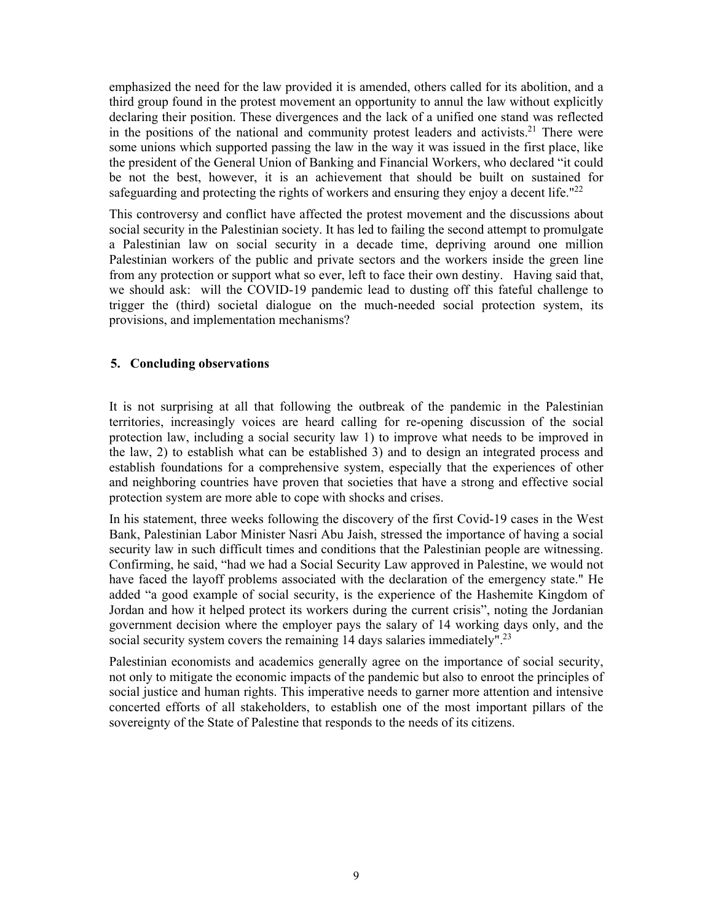emphasized the need for the law provided it is amended, others called for its abolition, and a third group found in the protest movement an opportunity to annul the law without explicitly declaring their position. These divergences and the lack of a unified one stand was reflected in the positions of the national and community protest leaders and activists.[21] There were some unions which supported passing the law in the way it was issued in the first place, like the president of the General Union of Banking and Financial Workers, who declared "it could be not the best, however, it is an achievement that should be built on sustained for safeguarding and protecting the rights of workers and ensuring they enjoy a decent life."[22]

This controversy and conflict have affected the protest movement and the discussions about social security in the Palestinian society. It has led to failing the second attempt to promulgate a Palestinian law on social security in a decade time, depriving around one million Palestinian workers of the public and private sectors and the workers inside the green line from any protection or support what so ever, left to face their own destiny. Having said that, we should ask: will the COVID-19 pandemic lead to dusting off this fateful challenge to trigger the (third) societal dialogue on the much-needed social protection system, its provisions, and implementation mechanisms?

## 5. Concluding observations

It is not surprising at all that following the outbreak of the pandemic in the Palestinian territories, increasingly voices are heard calling for re-opening discussion of the social protection law, including a social security law 1) to improve what needs to be improved in the law, 2) to establish what can be established 3) and to design an integrated process and establish foundations for a comprehensive system, especially that the experiences of other and neighboring countries have proven that societies that have a strong and effective social protection system are more able to cope with shocks and crises.

In his statement, three weeks following the discovery of the first Covid-19 cases in the West Bank, Palestinian Labor Minister Nasri Abu Jaish, stressed the importance of having a social security law in such difficult times and conditions that the Palestinian people are witnessing. Confirming, he said, "had we had a Social Security Law approved in Palestine, we would not have faced the layoff problems associated with the declaration of the emergency state." He added "a good example of social security, is the experience of the Hashemite Kingdom of Jordan and how it helped protect its workers during the current crisis", noting the Jordanian government decision where the employer pays the salary of 14 working days only, and the social security system covers the remaining 14 days salaries immediately".[23]

Palestinian economists and academics generally agree on the importance of social security, not only to mitigate the economic impacts of the pandemic but also to enroot the principles of social justice and human rights. This imperative needs to garner more attention and intensive concerted efforts of all stakeholders, to establish one of the most important pillars of the sovereignty of the State of Palestine that responds to the needs of its citizens.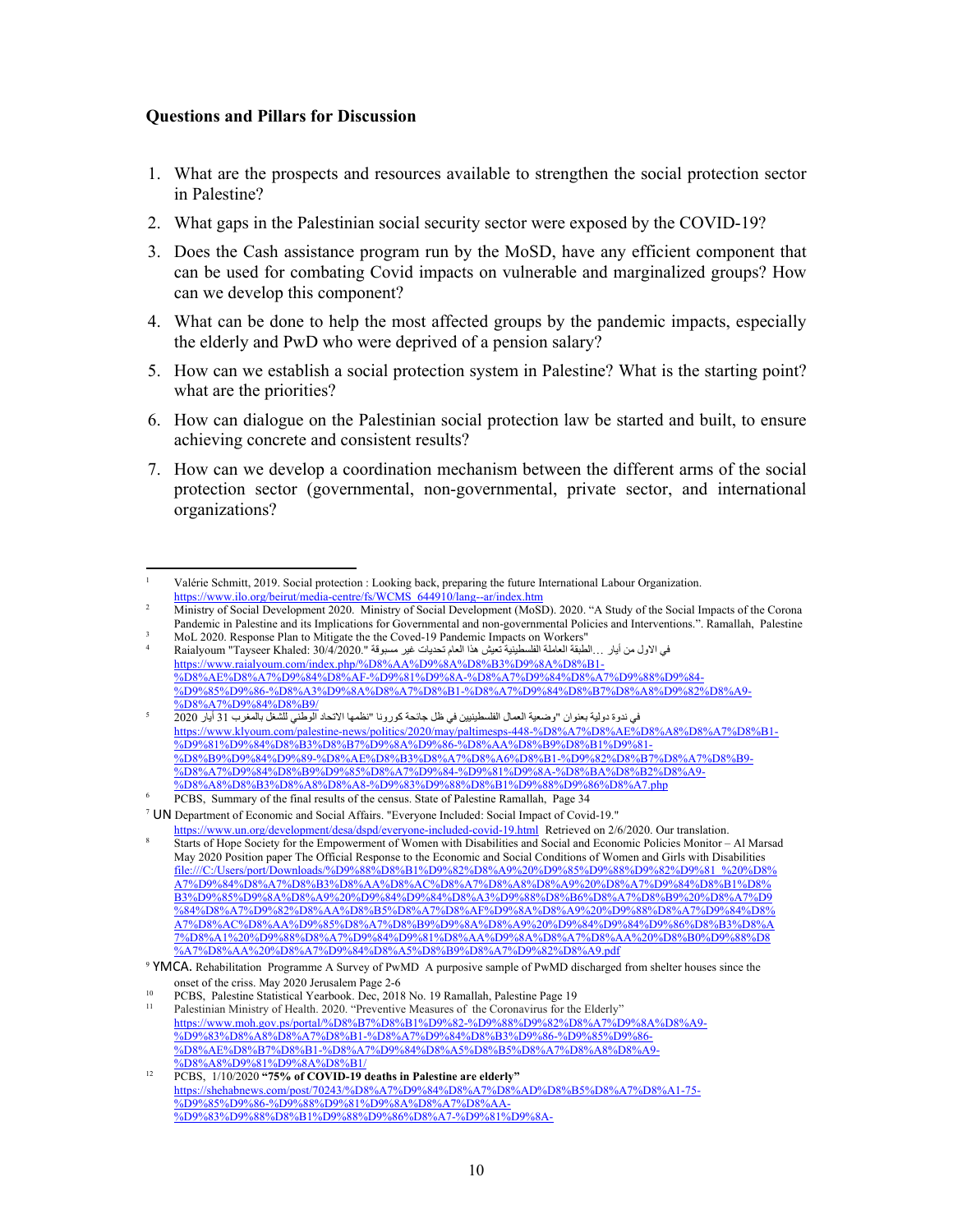**Questions and Pillars for Discussion**

1. What are the prospects and resources available to strengthen the social protection sector in Palestine?
2. What gaps in the Palestinian social security sector were exposed by the COVID-19?
3. Does the Cash assistance program run by the MoSD, have any efficient component that can be used for combating Covid impacts on vulnerable and marginalized groups? How can we develop this component?
4. What can be done to help the most affected groups by the pandemic impacts, especially the elderly and PwD who were deprived of a pension salary?
5. How can we establish a social protection system in Palestine? What is the starting point? what are the priorities?
6. How can dialogue on the Palestinian social protection law be started and built, to ensure achieving concrete and consistent results?
7. How can we develop a coordination mechanism between the different arms of the social protection sector (governmental, non-governmental, private sector, and international organizations?

---

[1] Valérie Schmitt, 2019. Social protection : Looking back, preparing the future International Labour Organization. https://www.ilo.org/beirut/media-centre/fs/WCMS_644910/lang--ar/index.htm

[2] Ministry of Social Development 2020. Ministry of Social Development (MoSD). 2020. "A Study of the Social Impacts of the Corona Pandemic in Palestine and its Implications for Governmental and non-governmental Policies and Interventions.". Ramallah, Palestine

[3] MoL 2020. Response Plan to Mitigate the the Coved-19 Pandemic Impacts on Workers"

[4] Raialyoum "Tayseer Khaled: 30/4/2020." الطبقة العاملة الفلسطينية تعيش هذا العام تحديات غير مسبوقة... في الاول من أيار https://www.raialyoum.com/index.php/%D8%AA%D9%8A%D8%B3%D9%8A%D8%B1-%D8%AE%D8%A7%D9%84%D8%AF-%D9%81%D9%8A-%D8%A7%D9%84%D8%A7%D9%88%D9%84-%D9%85%D9%86-%D8%A3%D9%8A%D8%A7%D8%B1-%D8%A7%D9%84%D8%B7%D8%A8%D9%82%D8%A9-%D8%A7%D9%84%D8%B9/

[5] في ندوة دولية بعنوان "وضعية العمال الفلسطينيين في ظل جائحة كورونا "نظمها الاتحاد الوطني للشغل بالمغرب 31 أيار 2020 https://www.klyoum.com/palestine-news/politics/2020/may/paltimesps-448-%D8%A7%D8%AE%D8%A8%D8%A7%D8%B1-%D9%81%D9%84%D8%B3%D8%B7%D9%8A%D9%86-%D8%AA%D8%B9%D8%B1%D9%81-%D8%B9%D9%84%D9%89-%D8%AE%D8%B3%D8%A7%D8%A6%D8%B1-%D9%82%D8%B7%D8%A7%D8%B9-%D8%A7%D9%84%D8%B9%D9%85%D8%A7%D9%84-%D9%81%D9%8A-%D8%BA%D8%B2%D8%A9-%D8%A8%D8%B3%D8%A8%D8%A8-%D9%83%D9%88%D8%B1%D9%88%D9%86%D8%A7.php

[6] PCBS, Summary of the final results of the census. State of Palestine Ramallah, Page 34

[7] UN Department of Economic and Social Affairs. "Everyone Included: Social Impact of Covid-19." https://www.un.org/development/desa/dspd/everyone-included-covid-19.html Retrieved on 2/6/2020. Our translation.

[8] Starts of Hope Society for the Empowerment of Women with Disabilities and Social and Economic Policies Monitor – Al Marsad May 2020 Position paper The Official Response to the Economic and Social Conditions of Women and Girls with Disabilities file:///C:/Users/port/Downloads/%D9%88%D8%B1%D9%82%D8%A9%20%D9%85%D9%88%D9%82%D9%81_%20%D8%A7%D9%84%D8%A7%D8%B3%D8%AA%D8%AC%D8%A7%D8%A8%D8%A9%20%D8%A7%D9%84%D8%B1%D8%B3%D9%85%D9%8A%D8%A9%20%D9%84%D9%84%D8%A3%D9%88%D8%B6%D8%A7%D8%B9%20%D8%A7%D9%84%D8%A7%D9%82%D8%AA%D8%B5%D8%A7%D8%AF%D9%8A%D8%A9%20%D9%88%D8%A7%D9%84%D8%A7%D8%AC%D8%AA%D9%85%D8%A7%D8%B9%D9%8A%D8%A9%20%D9%84%D9%84%D9%86%D8%B3%D8%A7%D8%A1%20%D9%88%D8%A7%D9%84%D9%81%D8%AA%D9%8A%D8%A7%D8%AA%20%D8%B0%D9%88%D8%A7%D8%AA%20%D8%A7%D9%84%D8%A5%D8%B9%D8%A7%D9%82%D8%A9.pdf

[9] YMCA. Rehabilitation Programme A Survey of PwMD A purposive sample of PwMD discharged from shelter houses since the onset of the criss. May 2020 Jerusalem Page 2-6

[10] PCBS, Palestine Statistical Yearbook. Dec, 2018 No. 19 Ramallah, Palestine Page 19

[11] Palestinian Ministry of Health. 2020. "Preventive Measures of the Coronavirus for the Elderly" https://www.moh.gov.ps/portal/%D8%B7%D8%B1%D9%82-%D9%88%D9%82%D8%A7%D9%8A%D8%A9-%D9%83%D8%A8%D8%A7%D8%B1-%D8%A7%D9%84%D8%B3%D9%86-%D9%85%D9%86-%D8%AE%D8%B7%D8%B1-%D8%A7%D9%84%D8%A5%D8%B5%D8%A7%D8%A8%D8%A9-%D8%A8%D9%81%D9%8A%D8%B1/

[12] PCBS, 1/10/2020 **"75% of COVID-19 deaths in Palestine are elderly"** https://shehabnews.com/post/70243/%D8%A7%D9%84%D8%A7%D8%AD%D8%B5%D8%A7%D8%A1-75-%D9%85%D9%86-%D9%88%D9%81%D9%8A%D8%A7%D8%AA-%D9%83%D9%88%D8%B1%D9%88%D9%86%D8%A7-%D9%81%D9%8A-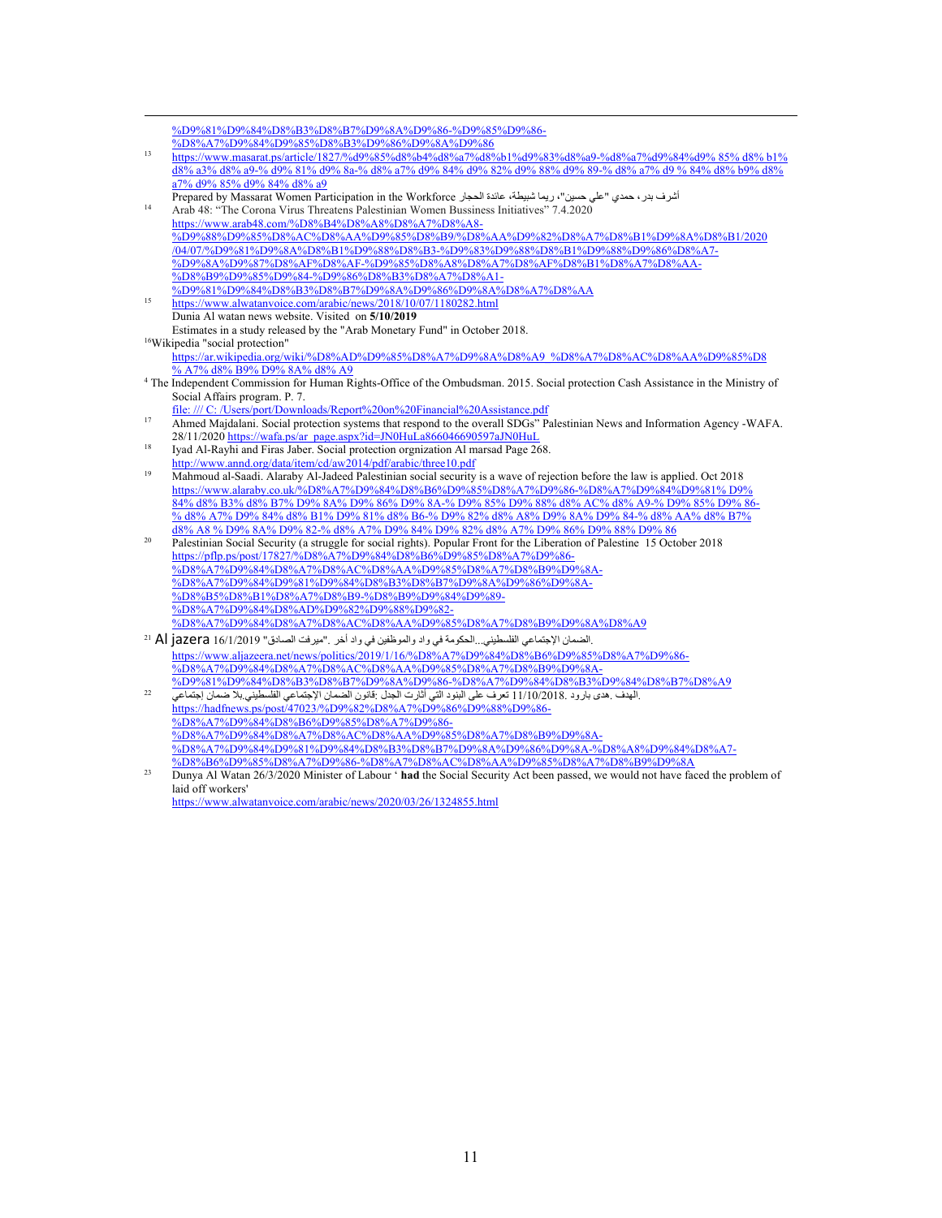%D9%81%D9%84%D8%B3%D8%B7%D9%8A%D9%86-%D9%85%D9%86-%D8%A7%D9%84%D9%85%D8%B3%D9%86%D9%8A%D9%86

[13] https://www.masarat.ps/article/1827/%d9%85%d8%b4%d8%a7%d8%b1%d9%83%d8%a9-%d8%a7%d9%84%d9% 85% d8% b1% d8% a3% d8% a9-% d9% 81% d9% 8a-% d8% a7% d9% 84% d9% 82% d9% 88% d9% 89-% d8% a7% d9 % 84% d8% b9% d8% a7% d9% 85% d9% 84% d8% a9
Prepared by Massarat Women Participation in the Workforce أشرف بدر، حمدي "علي حسين"، ريما شبيطة، عائدة الحجار

[14] Arab 48: "The Corona Virus Threatens Palestinian Women Bussiness Initiatives" 7.4.2020
https://www.arab48.com/%D8%B4%D8%A8%D8%A7%D8%A8-%D9%88%D9%85%D8%AC%D8%AA%D9%85%D8%B9/%D8%AA%D9%82%D8%A7%D8%B1%D9%8A%D8%B1/2020/04/07/%D9%81%D9%8A%D8%B1%D9%88%D8%B3-%D9%83%D9%88%D8%B1%D9%88%D9%86%D8%A7-%D9%8A%D9%87%D8%AF%D8%AF-%D9%85%D8%A8%D8%A7%D8%AF%D8%B1%D8%A7%D8%AA-%D8%B9%D9%85%D9%84-%D9%86%D8%B3%D8%A7%D8%A1-%D9%81%D9%84%D8%B3%D8%B7%D9%8A%D9%86%D9%8A%D8%A7%D8%AA

[15] https://www.alwatanvoice.com/arabic/news/2018/10/07/1180282.html
Dunia Al watan news website. Visited on **5/10/2019**
Estimates in a study released by the "Arab Monetary Fund" in October 2018.

[16] Wikipedia "social protection"
https://ar.wikipedia.org/wiki/%D8%AD%D9%85%D8%A7%D9%8A%D8%A9_%D8%A7%D8%AC%D8%AA%D9%85%D8% A7% d8% B9% D9% 8A% d8% A9

[4] The Independent Commission for Human Rights-Office of the Ombudsman. 2015. Social protection Cash Assistance in the Ministry of Social Affairs program. P. 7.
file: /// C: /Users/port/Downloads/Report%20on%20Financial%20Assistance.pdf

[17] Ahmed Majdalani. Social protection systems that respond to the overall SDGs" Palestinian News and Information Agency -WAFA. 28/11/2020 https://wafa.ps/ar_page.aspx?id=JN0HuLa866046690597aJN0HuL

[18] Iyad Al-Rayhi and Firas Jaber. Social protection orgnization Al marsad Page 268.
http://www.annd.org/data/item/cd/aw2014/pdf/arabic/three10.pdf

[19] Mahmoud al-Saadi. Alaraby Al-Jadeed Palestinian social security is a wave of rejection before the law is applied. Oct 2018
https://www.alaraby.co.uk/%D8%A7%D9%84%D8%B6%D9%85%D8%A7%D9%86-%D8%A7%D9%84%D9%81 D9% 84% d8% B3% d8% B7% D9% 8A% D9% 86% D9% 8A-% D9% 85% D9% 88% d8% AC% d8% A9-% D9% 85% D9% 86-% d8% A7% D9% 84% d8% B1% D9% 81% d8% B6-% D9% 82% d8% A8% D9% 8A% D9% 84-% d8% AA% d8% B7% d8% A8 % D9% 8A% D9% 82-% d8% A7% D9% 84% D9% 82% d8% A7% D9% 86% D9% 88% D9% 86

[20] Palestinian Social Security (a struggle for social rights). Popular Front for the Liberation of Palestine 15 October 2018
https://pflp.ps/post/17827/%D8%A7%D9%84%D8%B6%D9%85%D8%A7%D9%86-%D8%A7%D9%84%D8%A7%D8%AC%D8%AA%D9%85%D8%A7%D8%B9%D9%8A-%D8%A7%D9%84%D9%81%D9%84%D8%B3%D8%B7%D9%8A%D9%86%D9%8A-%D8%B5%D8%B1%D8%A7%D8%B9-%D9%86%D8%B9%D9%84%D9%89-%D8%A7%D9%84%D8%AD%D9%82%D9%88%D9%82-%D8%A7%D9%84%D8%A7%D8%AC%D8%AA%D9%85%D8%A7%D8%B9%D9%8A%D8%A9

[21] Al jazera 16/1/2019 "ميرفت الصادق". الضمان الإجتماعي الفلسطيني...الحكومة في واد والموظفين في واد أخر.
https://www.aljazeera.net/news/politics/2019/1/16/%D8%A7%D9%84%D8%B6%D9%85%D8%A7%D9%86-%D8%A7%D9%84%D8%A7%D8%AC%D8%AA%D9%85%D8%A7%D8%B9%D9%8A-%D9%81%D9%84%D8%B3%D8%B7%D9%8A%D9%86-%D8%A7%D9%84%D8%B3%D9%84%D8%B7%D8%A9

[22] الهدف. هدى بارود. 11/10/2018 تعرف على البنود التي أثارت الجدل :قانون الضمان الإجتماعي الفلسطيني.بلا ضمان إجتماعي.
https://hadfnews.ps/post/47023/%D9%82%D8%A7%D9%86%D9%88%D9%86-%D8%A7%D9%84%D8%B6%D9%85%D8%A7%D9%86-%D8%A7%D9%84%D8%A7%D8%AC%D8%AA%D9%85%D8%A7%D8%B9%D9%8A-%D8%A7%D9%84%D9%81%D9%84%D8%B3%D8%B7%D9%8A%D9%86%D9%8A-%D8%A8%D9%84%D8%A7-%D8%B6%D9%85%D8%A7%D9%86-%D8%A7%D8%AC%D8%AA%D9%85%D8%A7%D8%B9%D9%8A

[23] Dunya Al Watan 26/3/2020 Minister of Labour ' **had** the Social Security Act been passed, we would not have faced the problem of laid off workers'
https://www.alwatanvoice.com/arabic/news/2020/03/26/1324855.html